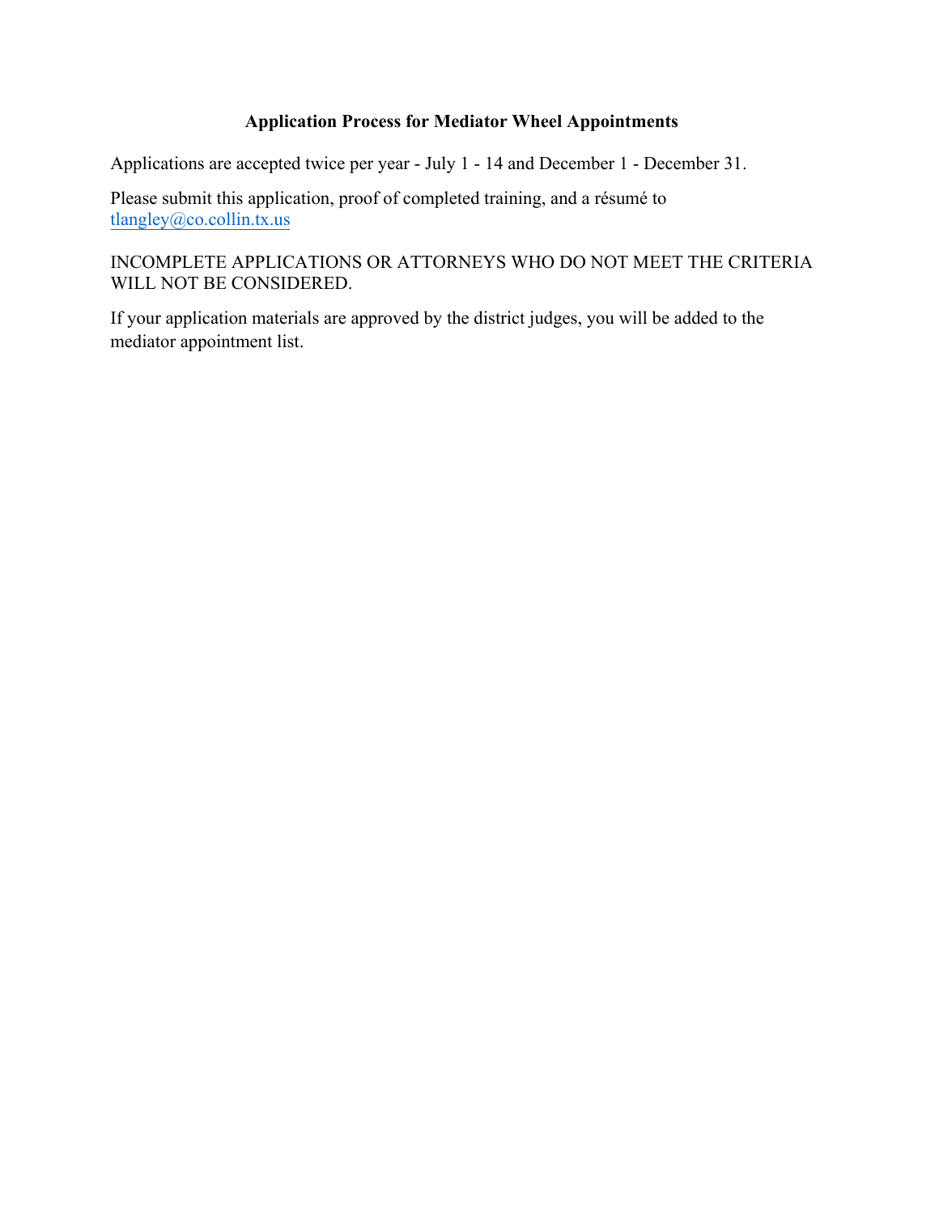# Application Process for Mediator Wheel Appointments

Applications are accepted twice per year - July 1 - 14 and December 1 - December 31.

Please submit this application, proof of completed training, and a résumé to tlangley@co.collin.tx.us

INCOMPLETE APPLICATIONS OR ATTORNEYS WHO DO NOT MEET THE CRITERIA WILL NOT BE CONSIDERED.

If your application materials are approved by the district judges, you will be added to the mediator appointment list.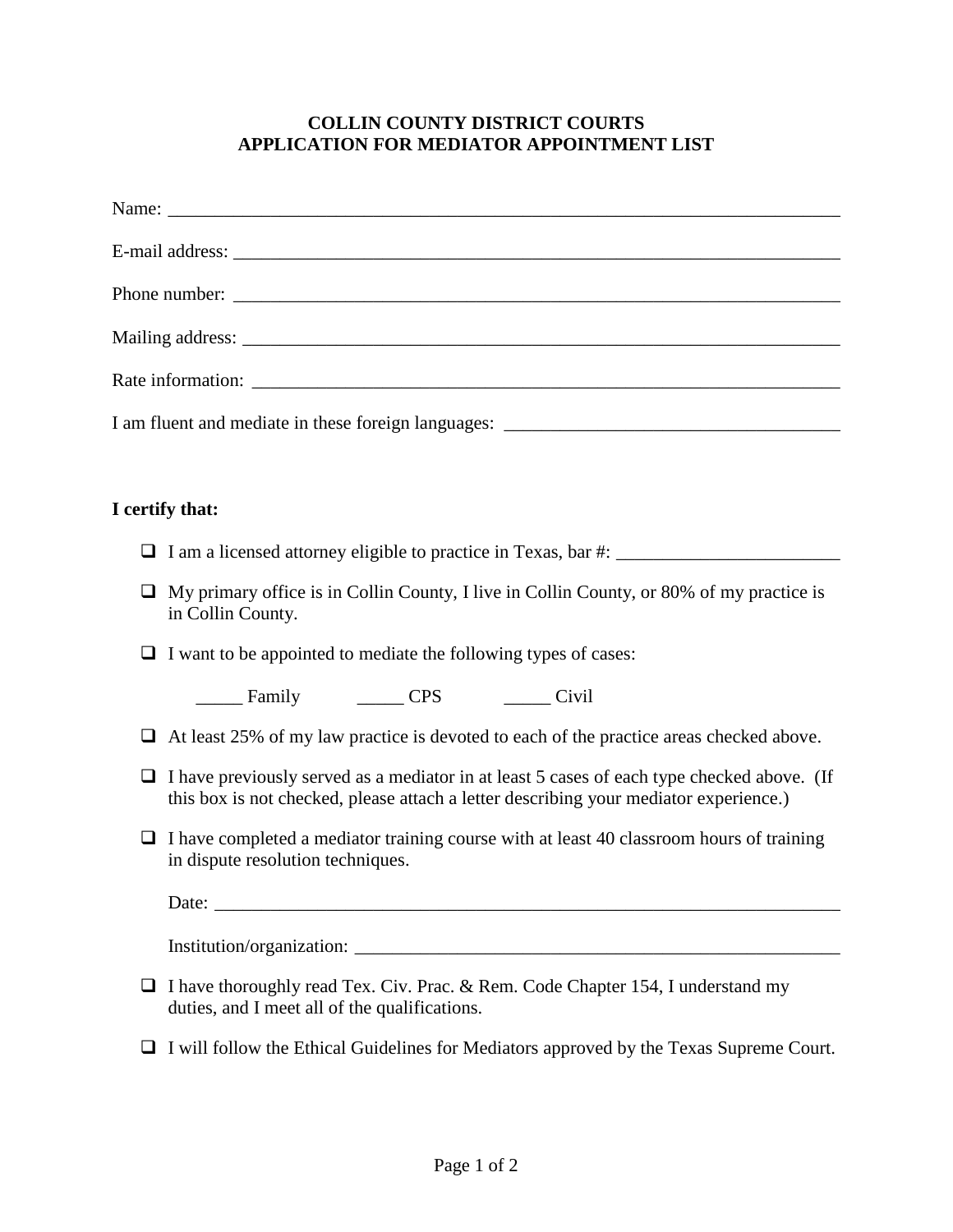# COLLIN COUNTY DISTRICT COURTS
# APPLICATION FOR MEDIATOR APPOINTMENT LIST

Name: ___________________________________________________________________________

E-mail address: ____________________________________________________________________

Phone number: ____________________________________________________________________

Mailing address: ___________________________________________________________________

Rate information: __________________________________________________________________

I am fluent and mediate in these foreign languages: ____________________________________

**I certify that:**

- ❑ I am a licensed attorney eligible to practice in Texas, bar #: ________________________
- ❑ My primary office is in Collin County, I live in Collin County, or 80% of my practice is in Collin County.
- ❑ I want to be appointed to mediate the following types of cases:

  _____ Family     _____ CPS     _____ Civil

- ❑ At least 25% of my law practice is devoted to each of the practice areas checked above.
- ❑ I have previously served as a mediator in at least 5 cases of each type checked above. (If this box is not checked, please attach a letter describing your mediator experience.)
- ❑ I have completed a mediator training course with at least 40 classroom hours of training in dispute resolution techniques.

  Date: _____________________________________________________________________

  Institution/organization: ______________________________________________________

- ❑ I have thoroughly read Tex. Civ. Prac. & Rem. Code Chapter 154, I understand my duties, and I meet all of the qualifications.
- ❑ I will follow the Ethical Guidelines for Mediators approved by the Texas Supreme Court.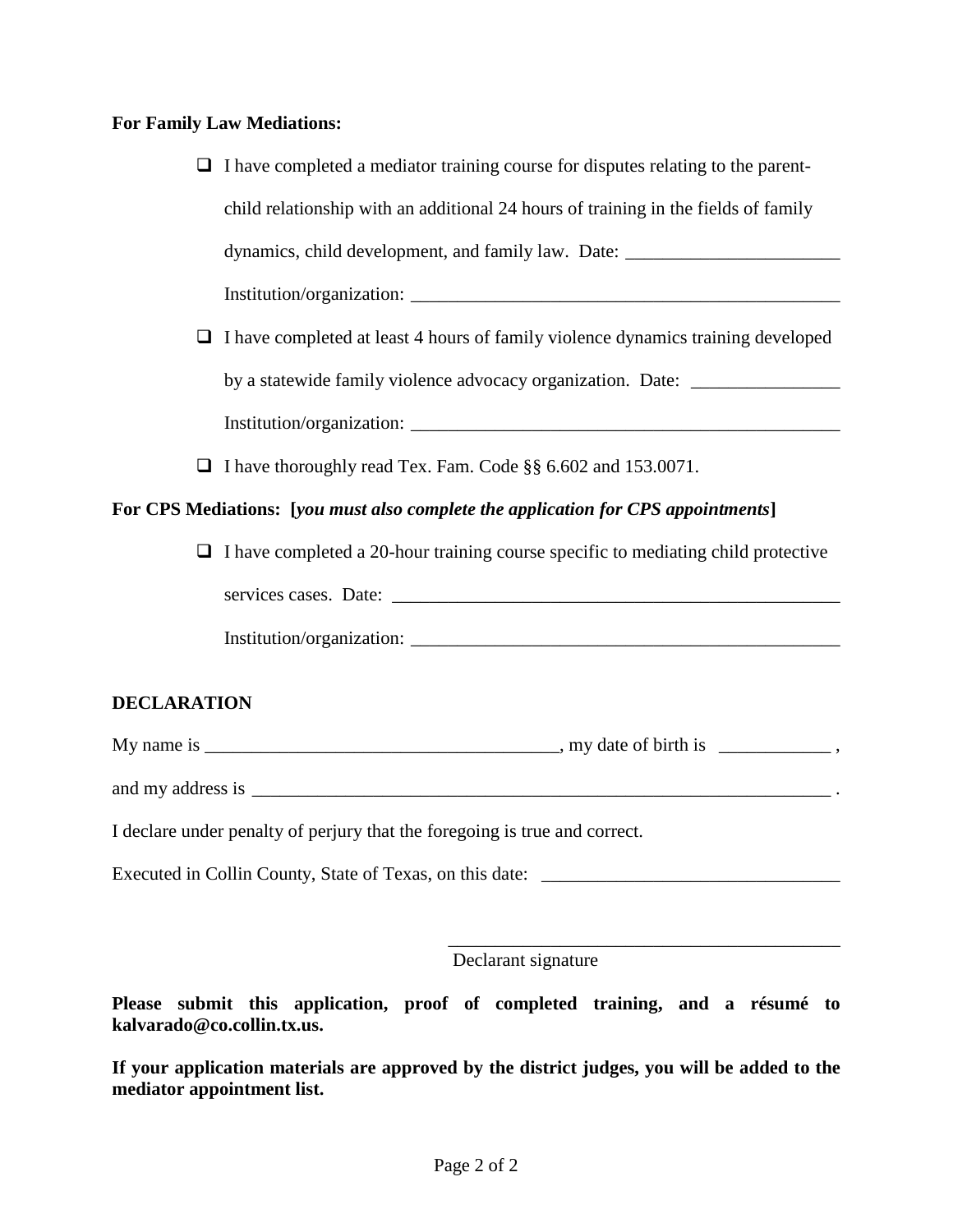**For Family Law Mediations:**

- ☐ I have completed a mediator training course for disputes relating to the parent-child relationship with an additional 24 hours of training in the fields of family dynamics, child development, and family law. Date: _______________________

  Institution/organization: _______________________________________________

- ☐ I have completed at least 4 hours of family violence dynamics training developed by a statewide family violence advocacy organization. Date: _______________

  Institution/organization: _______________________________________________

- ☐ I have thoroughly read Tex. Fam. Code §§ 6.602 and 153.0071.

**For CPS Mediations: [*you must also complete the application for CPS appointments*]**

- ☐ I have completed a 20-hour training course specific to mediating child protective services cases. Date: _______________________________________________

  Institution/organization: _______________________________________________

**DECLARATION**

My name is ______________________________________, my date of birth is ____________ ,

and my address is _________________________________________________________________ .

I declare under penalty of perjury that the foregoing is true and correct.

Executed in Collin County, State of Texas, on this date: _______________________________

_________________________________________

Declarant signature

**Please submit this application, proof of completed training, and a résumé to kalvarado@co.collin.tx.us.**

**If your application materials are approved by the district judges, you will be added to the mediator appointment list.**